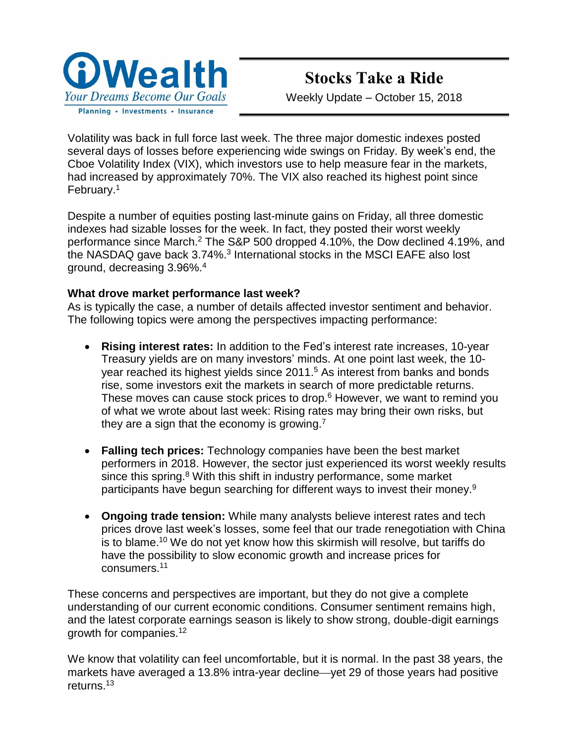iWealth

*Your Dreams Become Our Goals*

Planning • Investments • Insurance

# Stocks Take a Ride

Weekly Update – October 15, 2018

Volatility was back in full force last week. The three major domestic indexes posted several days of losses before experiencing wide swings on Friday. By week's end, the Cboe Volatility Index (VIX), which investors use to help measure fear in the markets, had increased by approximately 70%. The VIX also reached its highest point since February.[1]

Despite a number of equities posting last-minute gains on Friday, all three domestic indexes had sizable losses for the week. In fact, they posted their worst weekly performance since March.[2] The S&P 500 dropped 4.10%, the Dow declined 4.19%, and the NASDAQ gave back 3.74%.[3] International stocks in the MSCI EAFE also lost ground, decreasing 3.96%.[4]

**What drove market performance last week?**

As is typically the case, a number of details affected investor sentiment and behavior. The following topics were among the perspectives impacting performance:

- **Rising interest rates:** In addition to the Fed's interest rate increases, 10-year Treasury yields are on many investors' minds. At one point last week, the 10-year reached its highest yields since 2011.[5] As interest from banks and bonds rise, some investors exit the markets in search of more predictable returns. These moves can cause stock prices to drop.[6] However, we want to remind you of what we wrote about last week: Rising rates may bring their own risks, but they are a sign that the economy is growing.[7]

- **Falling tech prices:** Technology companies have been the best market performers in 2018. However, the sector just experienced its worst weekly results since this spring.[8] With this shift in industry performance, some market participants have begun searching for different ways to invest their money.[9]

- **Ongoing trade tension:** While many analysts believe interest rates and tech prices drove last week's losses, some feel that our trade renegotiation with China is to blame.[10] We do not yet know how this skirmish will resolve, but tariffs do have the possibility to slow economic growth and increase prices for consumers.[11]

These concerns and perspectives are important, but they do not give a complete understanding of our current economic conditions. Consumer sentiment remains high, and the latest corporate earnings season is likely to show strong, double-digit earnings growth for companies.[12]

We know that volatility can feel uncomfortable, but it is normal. In the past 38 years, the markets have averaged a 13.8% intra-year decline—yet 29 of those years had positive returns.[13]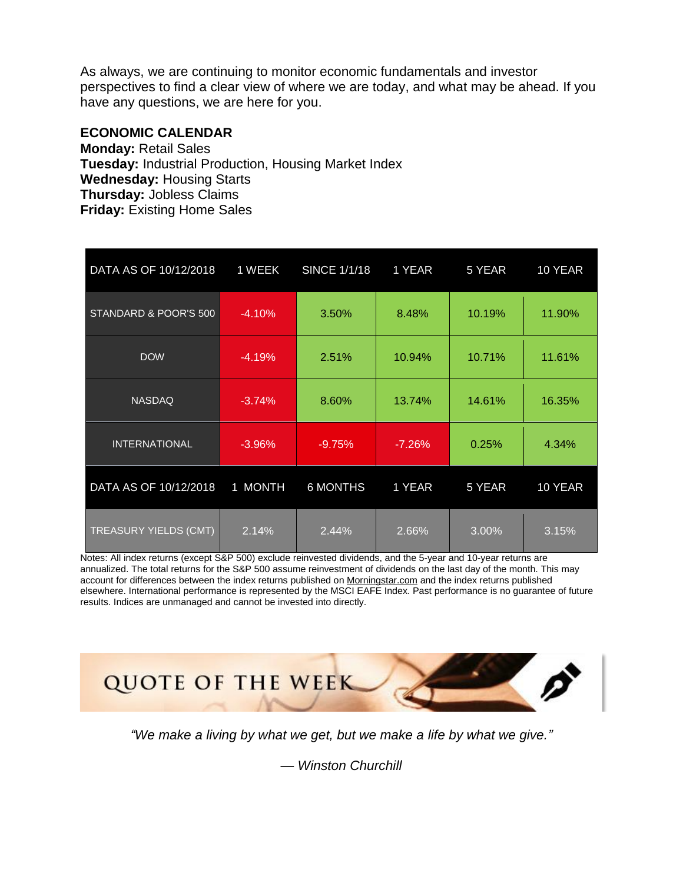As always, we are continuing to monitor economic fundamentals and investor perspectives to find a clear view of where we are today, and what may be ahead. If you have any questions, we are here for you.

**ECONOMIC CALENDAR**
**Monday:** Retail Sales
**Tuesday:** Industrial Production, Housing Market Index
**Wednesday:** Housing Starts
**Thursday:** Jobless Claims
**Friday:** Existing Home Sales

| DATA AS OF 10/12/2018 | 1 WEEK | SINCE 1/1/18 | 1 YEAR | 5 YEAR | 10 YEAR |
|---|---|---|---|---|---|
| STANDARD & POOR'S 500 | -4.10% | 3.50% | 8.48% | 10.19% | 11.90% |
| DOW | -4.19% | 2.51% | 10.94% | 10.71% | 11.61% |
| NASDAQ | -3.74% | 8.60% | 13.74% | 14.61% | 16.35% |
| INTERNATIONAL | -3.96% | -9.75% | -7.26% | 0.25% | 4.34% |
| **DATA AS OF 10/12/2018** | **1 MONTH** | **6 MONTHS** | **1 YEAR** | **5 YEAR** | **10 YEAR** |
| TREASURY YIELDS (CMT) | 2.14% | 2.44% | 2.66% | 3.00% | 3.15% |

Notes: All index returns (except S&P 500) exclude reinvested dividends, and the 5-year and 10-year returns are annualized. The total returns for the S&P 500 assume reinvestment of dividends on the last day of the month. This may account for differences between the index returns published on Morningstar.com and the index returns published elsewhere. International performance is represented by the MSCI EAFE Index. Past performance is no guarantee of future results. Indices are unmanaged and cannot be invested into directly.

## QUOTE OF THE WEEK

*"We make a living by what we get, but we make a life by what we give."*

*— Winston Churchill*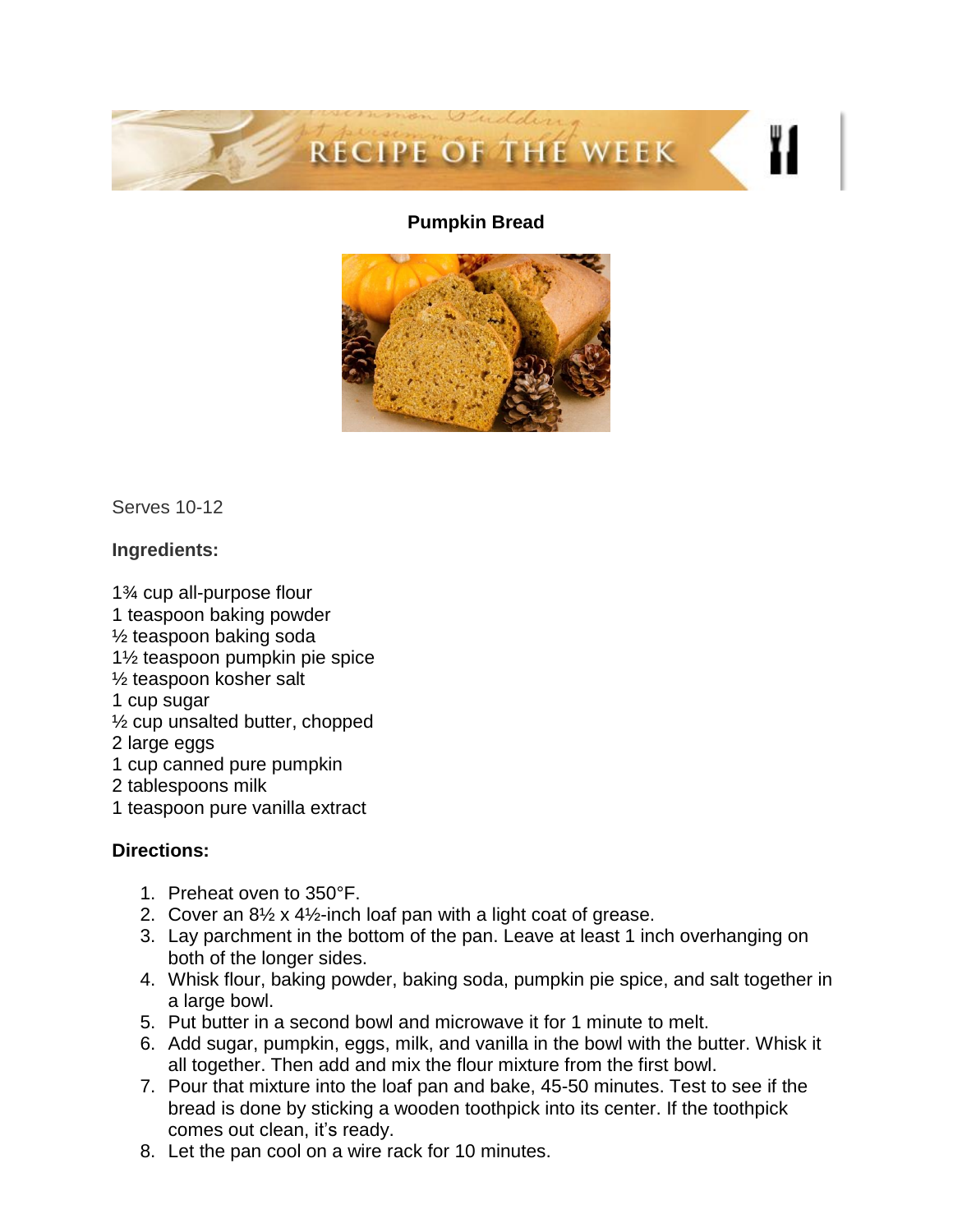# RECIPE OF THE WEEK

## Pumpkin Bread

Serves 10-12

**Ingredients:**

1¾ cup all-purpose flour
1 teaspoon baking powder
½ teaspoon baking soda
1½ teaspoon pumpkin pie spice
½ teaspoon kosher salt
1 cup sugar
½ cup unsalted butter, chopped
2 large eggs
1 cup canned pure pumpkin
2 tablespoons milk
1 teaspoon pure vanilla extract

**Directions:**

1. Preheat oven to 350°F.
2. Cover an 8½ x 4½-inch loaf pan with a light coat of grease.
3. Lay parchment in the bottom of the pan. Leave at least 1 inch overhanging on both of the longer sides.
4. Whisk flour, baking powder, baking soda, pumpkin pie spice, and salt together in a large bowl.
5. Put butter in a second bowl and microwave it for 1 minute to melt.
6. Add sugar, pumpkin, eggs, milk, and vanilla in the bowl with the butter. Whisk it all together. Then add and mix the flour mixture from the first bowl.
7. Pour that mixture into the loaf pan and bake, 45-50 minutes. Test to see if the bread is done by sticking a wooden toothpick into its center. If the toothpick comes out clean, it's ready.
8. Let the pan cool on a wire rack for 10 minutes.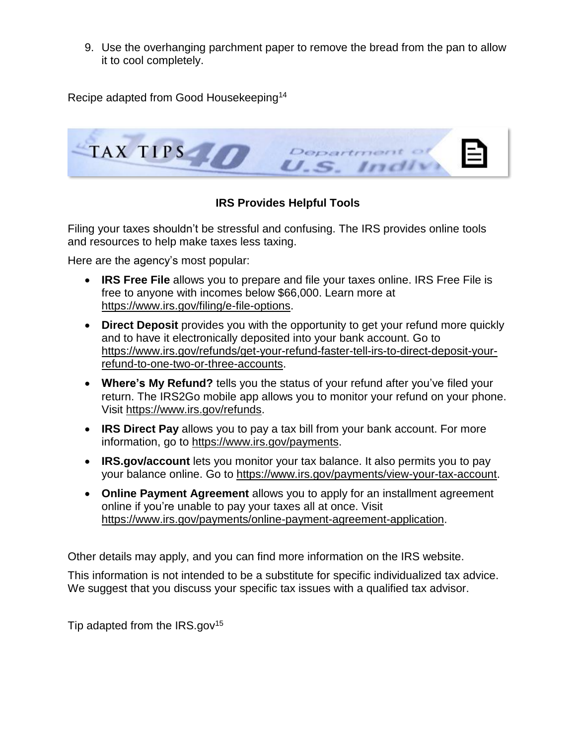9. Use the overhanging parchment paper to remove the bread from the pan to allow it to cool completely.

Recipe adapted from Good Housekeeping[14]

## TAX TIPS

### IRS Provides Helpful Tools

Filing your taxes shouldn't be stressful and confusing. The IRS provides online tools and resources to help make taxes less taxing.

Here are the agency's most popular:

- **IRS Free File** allows you to prepare and file your taxes online. IRS Free File is free to anyone with incomes below $66,000. Learn more at https://www.irs.gov/filing/e-file-options.
- **Direct Deposit** provides you with the opportunity to get your refund more quickly and to have it electronically deposited into your bank account. Go to https://www.irs.gov/refunds/get-your-refund-faster-tell-irs-to-direct-deposit-your-refund-to-one-two-or-three-accounts.
- **Where's My Refund?** tells you the status of your refund after you've filed your return. The IRS2Go mobile app allows you to monitor your refund on your phone. Visit https://www.irs.gov/refunds.
- **IRS Direct Pay** allows you to pay a tax bill from your bank account. For more information, go to https://www.irs.gov/payments.
- **IRS.gov/account** lets you monitor your tax balance. It also permits you to pay your balance online. Go to https://www.irs.gov/payments/view-your-tax-account.
- **Online Payment Agreement** allows you to apply for an installment agreement online if you're unable to pay your taxes all at once. Visit https://www.irs.gov/payments/online-payment-agreement-application.

Other details may apply, and you can find more information on the IRS website.

This information is not intended to be a substitute for specific individualized tax advice. We suggest that you discuss your specific tax issues with a qualified tax advisor.

Tip adapted from the IRS.gov[15]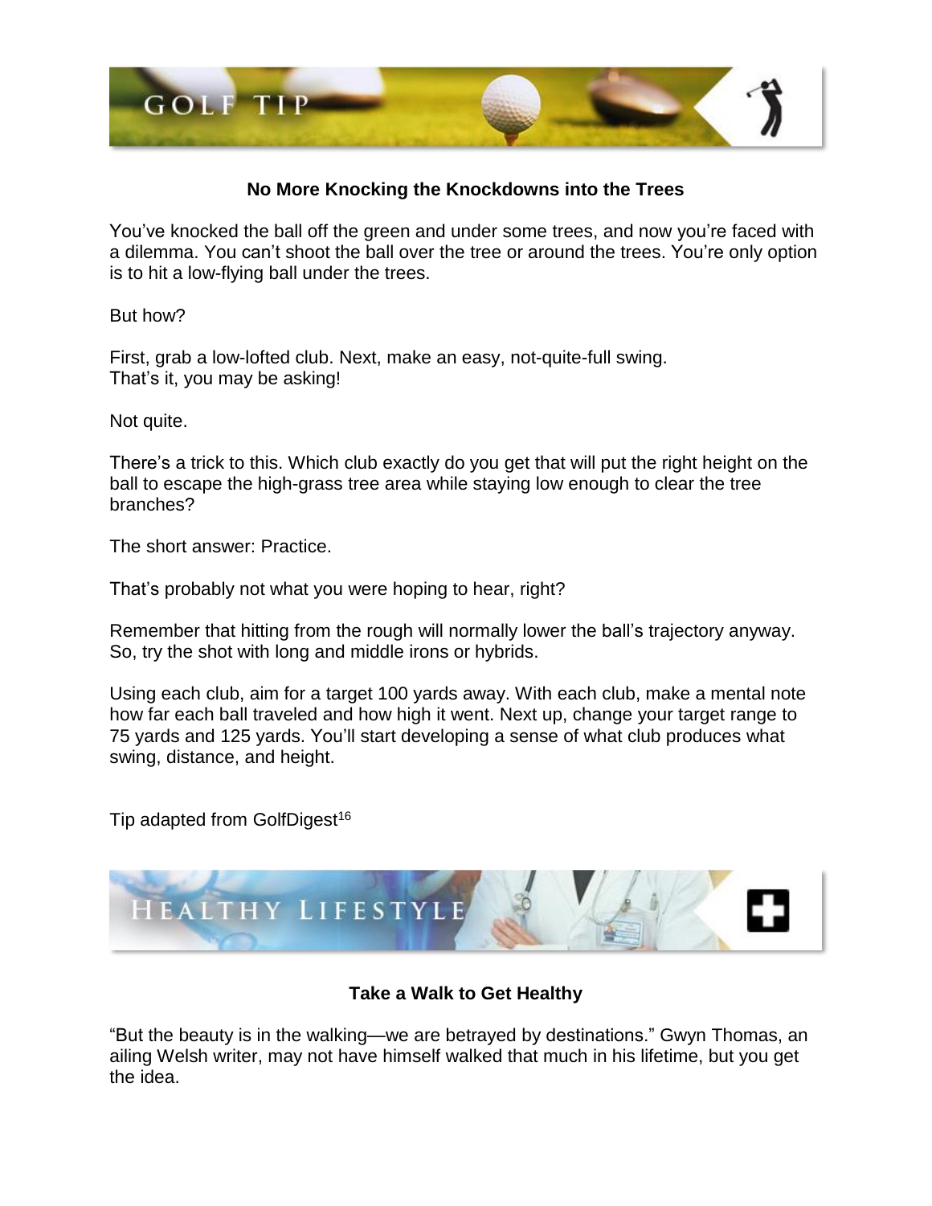# GOLF TIP

### No More Knocking the Knockdowns into the Trees

You've knocked the ball off the green and under some trees, and now you're faced with a dilemma. You can't shoot the ball over the tree or around the trees. You're only option is to hit a low-flying ball under the trees.

But how?

First, grab a low-lofted club. Next, make an easy, not-quite-full swing.
That's it, you may be asking!

Not quite.

There's a trick to this. Which club exactly do you get that will put the right height on the ball to escape the high-grass tree area while staying low enough to clear the tree branches?

The short answer: Practice.

That's probably not what you were hoping to hear, right?

Remember that hitting from the rough will normally lower the ball's trajectory anyway. So, try the shot with long and middle irons or hybrids.

Using each club, aim for a target 100 yards away. With each club, make a mental note how far each ball traveled and how high it went. Next up, change your target range to 75 yards and 125 yards. You'll start developing a sense of what club produces what swing, distance, and height.

Tip adapted from GolfDigest[16]

# HEALTHY LIFESTYLE

### Take a Walk to Get Healthy

"But the beauty is in the walking—we are betrayed by destinations." Gwyn Thomas, an ailing Welsh writer, may not have himself walked that much in his lifetime, but you get the idea.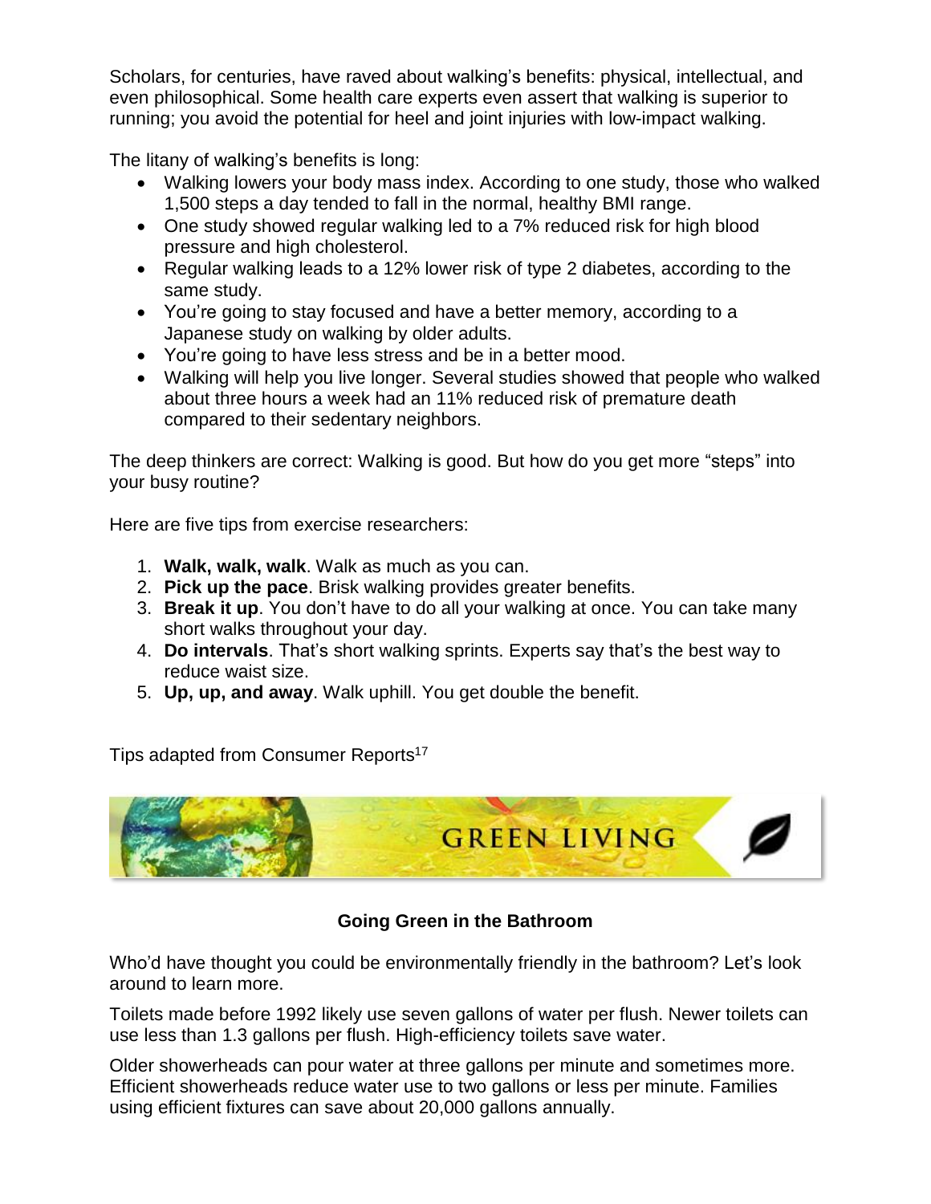Scholars, for centuries, have raved about walking's benefits: physical, intellectual, and even philosophical. Some health care experts even assert that walking is superior to running; you avoid the potential for heel and joint injuries with low-impact walking.

The litany of walking's benefits is long:

- Walking lowers your body mass index. According to one study, those who walked 1,500 steps a day tended to fall in the normal, healthy BMI range.
- One study showed regular walking led to a 7% reduced risk for high blood pressure and high cholesterol.
- Regular walking leads to a 12% lower risk of type 2 diabetes, according to the same study.
- You're going to stay focused and have a better memory, according to a Japanese study on walking by older adults.
- You're going to have less stress and be in a better mood.
- Walking will help you live longer. Several studies showed that people who walked about three hours a week had an 11% reduced risk of premature death compared to their sedentary neighbors.

The deep thinkers are correct: Walking is good. But how do you get more "steps" into your busy routine?

Here are five tips from exercise researchers:

1. **Walk, walk, walk**. Walk as much as you can.
2. **Pick up the pace**. Brisk walking provides greater benefits.
3. **Break it up**. You don't have to do all your walking at once. You can take many short walks throughout your day.
4. **Do intervals**. That's short walking sprints. Experts say that's the best way to reduce waist size.
5. **Up, up, and away**. Walk uphill. You get double the benefit.

Tips adapted from Consumer Reports[17]

## GREEN LIVING

### Going Green in the Bathroom

Who'd have thought you could be environmentally friendly in the bathroom? Let's look around to learn more.

Toilets made before 1992 likely use seven gallons of water per flush. Newer toilets can use less than 1.3 gallons per flush. High-efficiency toilets save water.

Older showerheads can pour water at three gallons per minute and sometimes more. Efficient showerheads reduce water use to two gallons or less per minute. Families using efficient fixtures can save about 20,000 gallons annually.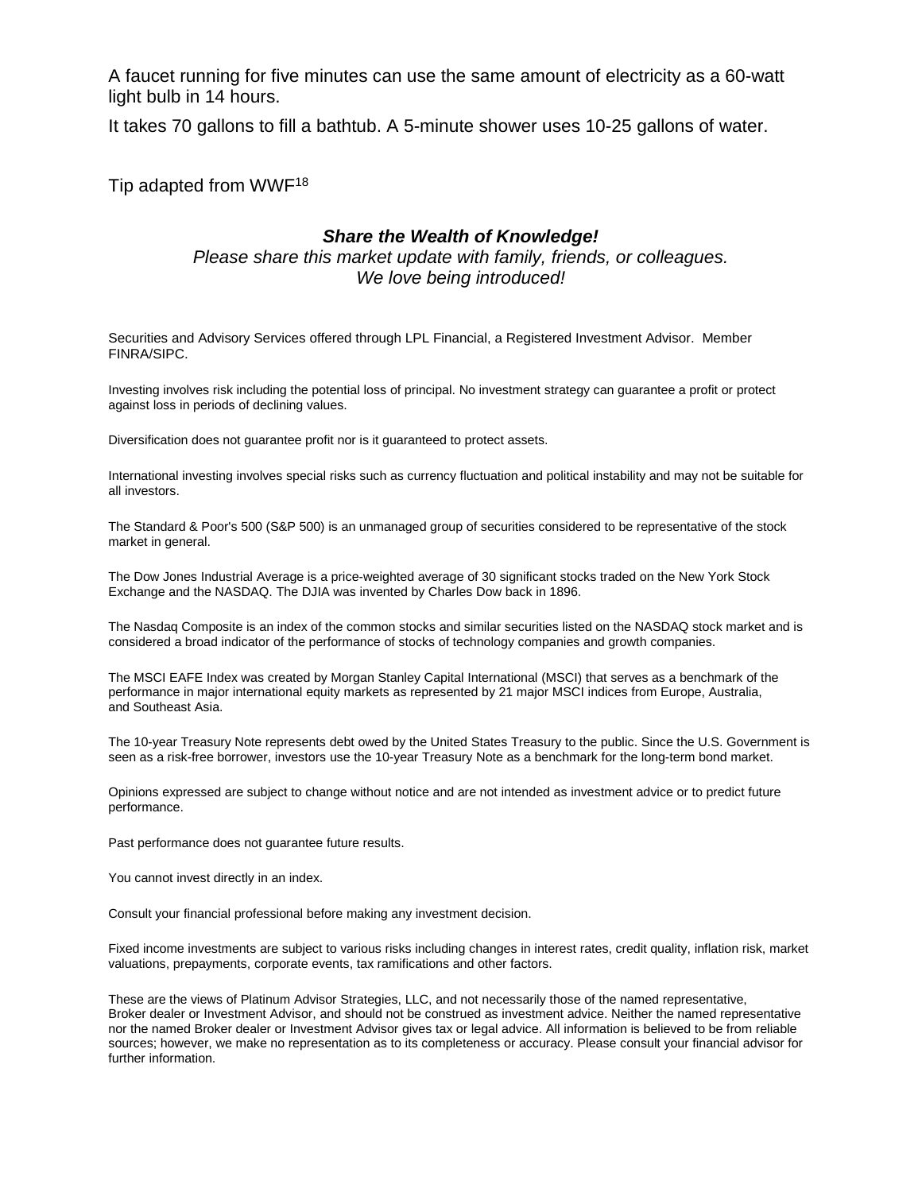A faucet running for five minutes can use the same amount of electricity as a 60-watt light bulb in 14 hours.

It takes 70 gallons to fill a bathtub. A 5-minute shower uses 10-25 gallons of water.

Tip adapted from WWF[18]

***Share the Wealth of Knowledge!***

*Please share this market update with family, friends, or colleagues. We love being introduced!*

Securities and Advisory Services offered through LPL Financial, a Registered Investment Advisor. Member FINRA/SIPC.

Investing involves risk including the potential loss of principal. No investment strategy can guarantee a profit or protect against loss in periods of declining values.

Diversification does not guarantee profit nor is it guaranteed to protect assets.

International investing involves special risks such as currency fluctuation and political instability and may not be suitable for all investors.

The Standard & Poor's 500 (S&P 500) is an unmanaged group of securities considered to be representative of the stock market in general.

The Dow Jones Industrial Average is a price-weighted average of 30 significant stocks traded on the New York Stock Exchange and the NASDAQ. The DJIA was invented by Charles Dow back in 1896.

The Nasdaq Composite is an index of the common stocks and similar securities listed on the NASDAQ stock market and is considered a broad indicator of the performance of stocks of technology companies and growth companies.

The MSCI EAFE Index was created by Morgan Stanley Capital International (MSCI) that serves as a benchmark of the performance in major international equity markets as represented by 21 major MSCI indices from Europe, Australia, and Southeast Asia.

The 10-year Treasury Note represents debt owed by the United States Treasury to the public. Since the U.S. Government is seen as a risk-free borrower, investors use the 10-year Treasury Note as a benchmark for the long-term bond market.

Opinions expressed are subject to change without notice and are not intended as investment advice or to predict future performance.

Past performance does not guarantee future results.

You cannot invest directly in an index.

Consult your financial professional before making any investment decision.

Fixed income investments are subject to various risks including changes in interest rates, credit quality, inflation risk, market valuations, prepayments, corporate events, tax ramifications and other factors.

These are the views of Platinum Advisor Strategies, LLC, and not necessarily those of the named representative, Broker dealer or Investment Advisor, and should not be construed as investment advice. Neither the named representative nor the named Broker dealer or Investment Advisor gives tax or legal advice. All information is believed to be from reliable sources; however, we make no representation as to its completeness or accuracy. Please consult your financial advisor for further information.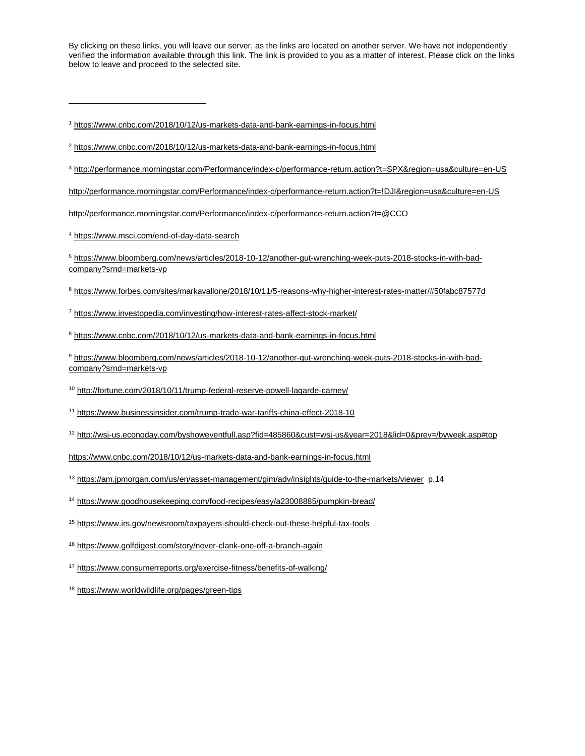By clicking on these links, you will leave our server, as the links are located on another server. We have not independently verified the information available through this link. The link is provided to you as a matter of interest. Please click on the links below to leave and proceed to the selected site.

---

[1] https://www.cnbc.com/2018/10/12/us-markets-data-and-bank-earnings-in-focus.html

[2] https://www.cnbc.com/2018/10/12/us-markets-data-and-bank-earnings-in-focus.html

[3] http://performance.morningstar.com/Performance/index-c/performance-return.action?t=SPX&region=usa&culture=en-US

http://performance.morningstar.com/Performance/index-c/performance-return.action?t=!DJI&region=usa&culture=en-US

http://performance.morningstar.com/Performance/index-c/performance-return.action?t=@CCO

[4] https://www.msci.com/end-of-day-data-search

[5] https://www.bloomberg.com/news/articles/2018-10-12/another-gut-wrenching-week-puts-2018-stocks-in-with-bad-company?srnd=markets-vp

[6] https://www.forbes.com/sites/markavallone/2018/10/11/5-reasons-why-higher-interest-rates-matter/#50fabc87577d

[7] https://www.investopedia.com/investing/how-interest-rates-affect-stock-market/

[8] https://www.cnbc.com/2018/10/12/us-markets-data-and-bank-earnings-in-focus.html

[9] https://www.bloomberg.com/news/articles/2018-10-12/another-gut-wrenching-week-puts-2018-stocks-in-with-bad-company?srnd=markets-vp

[10] http://fortune.com/2018/10/11/trump-federal-reserve-powell-lagarde-carney/

[11] https://www.businessinsider.com/trump-trade-war-tariffs-china-effect-2018-10

[12] http://wsj-us.econoday.com/byshoweventfull.asp?fid=485860&cust=wsj-us&year=2018&lid=0&prev=/byweek.asp#top

https://www.cnbc.com/2018/10/12/us-markets-data-and-bank-earnings-in-focus.html

[13] https://am.jpmorgan.com/us/en/asset-management/gim/adv/insights/guide-to-the-markets/viewer p.14

[14] https://www.goodhousekeeping.com/food-recipes/easy/a23008885/pumpkin-bread/

[15] https://www.irs.gov/newsroom/taxpayers-should-check-out-these-helpful-tax-tools

[16] https://www.golfdigest.com/story/never-clank-one-off-a-branch-again

[17] https://www.consumerreports.org/exercise-fitness/benefits-of-walking/

[18] https://www.worldwildlife.org/pages/green-tips